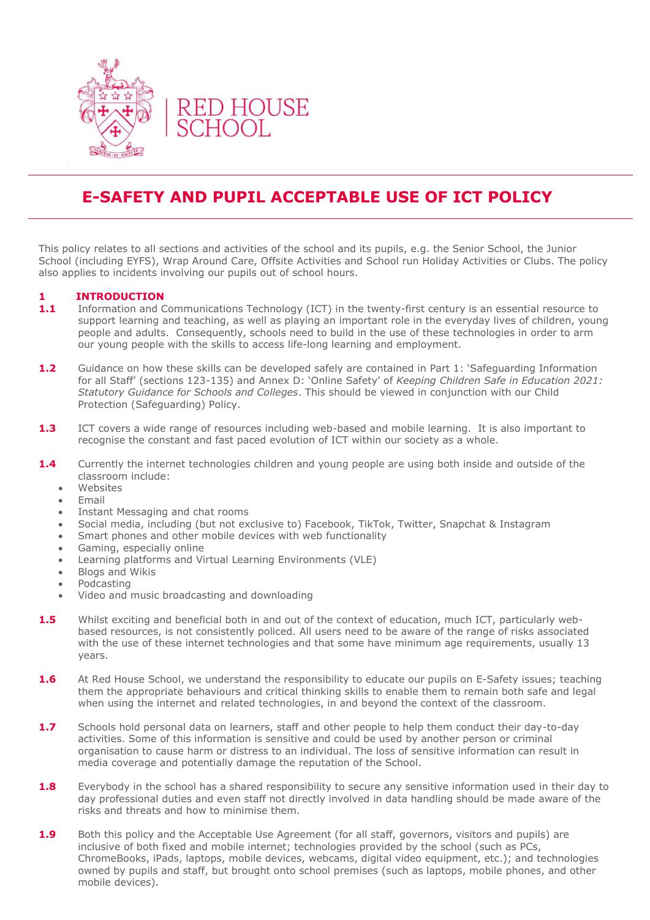RED HOUSE SCHOOL

# E-SAFETY AND PUPIL ACCEPTABLE USE OF ICT POLICY

This policy relates to all sections and activities of the school and its pupils, e.g. the Senior School, the Junior School (including EYFS), Wrap Around Care, Offsite Activities and School run Holiday Activities or Clubs. The policy also applies to incidents involving our pupils out of school hours.

## 1 INTRODUCTION

**1.1** Information and Communications Technology (ICT) in the twenty-first century is an essential resource to support learning and teaching, as well as playing an important role in the everyday lives of children, young people and adults. Consequently, schools need to build in the use of these technologies in order to arm our young people with the skills to access life-long learning and employment.

**1.2** Guidance on how these skills can be developed safely are contained in Part 1: 'Safeguarding Information for all Staff' (sections 123-135) and Annex D: 'Online Safety' of *Keeping Children Safe in Education 2021: Statutory Guidance for Schools and Colleges*. This should be viewed in conjunction with our Child Protection (Safeguarding) Policy.

**1.3** ICT covers a wide range of resources including web-based and mobile learning. It is also important to recognise the constant and fast paced evolution of ICT within our society as a whole.

**1.4** Currently the internet technologies children and young people are using both inside and outside of the classroom include:

- Websites
- Email
- Instant Messaging and chat rooms
- Social media, including (but not exclusive to) Facebook, TikTok, Twitter, Snapchat & Instagram
- Smart phones and other mobile devices with web functionality
- Gaming, especially online
- Learning platforms and Virtual Learning Environments (VLE)
- Blogs and Wikis
- Podcasting
- Video and music broadcasting and downloading

**1.5** Whilst exciting and beneficial both in and out of the context of education, much ICT, particularly web-based resources, is not consistently policed. All users need to be aware of the range of risks associated with the use of these internet technologies and that some have minimum age requirements, usually 13 years.

**1.6** At Red House School, we understand the responsibility to educate our pupils on E-Safety issues; teaching them the appropriate behaviours and critical thinking skills to enable them to remain both safe and legal when using the internet and related technologies, in and beyond the context of the classroom.

**1.7** Schools hold personal data on learners, staff and other people to help them conduct their day-to-day activities. Some of this information is sensitive and could be used by another person or criminal organisation to cause harm or distress to an individual. The loss of sensitive information can result in media coverage and potentially damage the reputation of the School.

**1.8** Everybody in the school has a shared responsibility to secure any sensitive information used in their day to day professional duties and even staff not directly involved in data handling should be made aware of the risks and threats and how to minimise them.

**1.9** Both this policy and the Acceptable Use Agreement (for all staff, governors, visitors and pupils) are inclusive of both fixed and mobile internet; technologies provided by the school (such as PCs, ChromeBooks, iPads, laptops, mobile devices, webcams, digital video equipment, etc.); and technologies owned by pupils and staff, but brought onto school premises (such as laptops, mobile phones, and other mobile devices).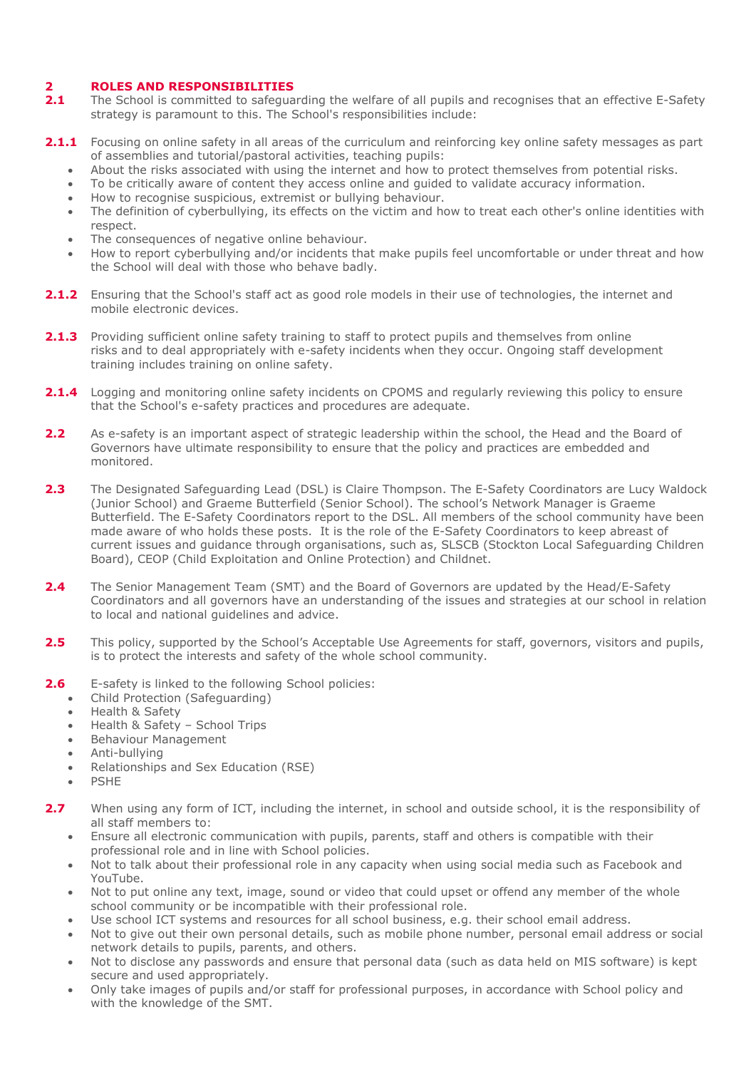## 2 ROLES AND RESPONSIBILITIES

**2.1** The School is committed to safeguarding the welfare of all pupils and recognises that an effective E-Safety strategy is paramount to this. The School's responsibilities include:

**2.1.1** Focusing on online safety in all areas of the curriculum and reinforcing key online safety messages as part of assemblies and tutorial/pastoral activities, teaching pupils:

- About the risks associated with using the internet and how to protect themselves from potential risks.
- To be critically aware of content they access online and guided to validate accuracy information.
- How to recognise suspicious, extremist or bullying behaviour.
- The definition of cyberbullying, its effects on the victim and how to treat each other's online identities with respect.
- The consequences of negative online behaviour.
- How to report cyberbullying and/or incidents that make pupils feel uncomfortable or under threat and how the School will deal with those who behave badly.

**2.1.2** Ensuring that the School's staff act as good role models in their use of technologies, the internet and mobile electronic devices.

**2.1.3** Providing sufficient online safety training to staff to protect pupils and themselves from online risks and to deal appropriately with e-safety incidents when they occur. Ongoing staff development training includes training on online safety.

**2.1.4** Logging and monitoring online safety incidents on CPOMS and regularly reviewing this policy to ensure that the School's e-safety practices and procedures are adequate.

**2.2** As e-safety is an important aspect of strategic leadership within the school, the Head and the Board of Governors have ultimate responsibility to ensure that the policy and practices are embedded and monitored.

**2.3** The Designated Safeguarding Lead (DSL) is Claire Thompson. The E-Safety Coordinators are Lucy Waldock (Junior School) and Graeme Butterfield (Senior School). The school's Network Manager is Graeme Butterfield. The E-Safety Coordinators report to the DSL. All members of the school community have been made aware of who holds these posts. It is the role of the E-Safety Coordinators to keep abreast of current issues and guidance through organisations, such as, SLSCB (Stockton Local Safeguarding Children Board), CEOP (Child Exploitation and Online Protection) and Childnet.

**2.4** The Senior Management Team (SMT) and the Board of Governors are updated by the Head/E-Safety Coordinators and all governors have an understanding of the issues and strategies at our school in relation to local and national guidelines and advice.

**2.5** This policy, supported by the School's Acceptable Use Agreements for staff, governors, visitors and pupils, is to protect the interests and safety of the whole school community.

**2.6** E-safety is linked to the following School policies:

- Child Protection (Safeguarding)
- Health & Safety
- Health & Safety – School Trips
- Behaviour Management
- Anti-bullying
- Relationships and Sex Education (RSE)
- PSHE

**2.7** When using any form of ICT, including the internet, in school and outside school, it is the responsibility of all staff members to:

- Ensure all electronic communication with pupils, parents, staff and others is compatible with their professional role and in line with School policies.
- Not to talk about their professional role in any capacity when using social media such as Facebook and YouTube.
- Not to put online any text, image, sound or video that could upset or offend any member of the whole school community or be incompatible with their professional role.
- Use school ICT systems and resources for all school business, e.g. their school email address.
- Not to give out their own personal details, such as mobile phone number, personal email address or social network details to pupils, parents, and others.
- Not to disclose any passwords and ensure that personal data (such as data held on MIS software) is kept secure and used appropriately.
- Only take images of pupils and/or staff for professional purposes, in accordance with School policy and with the knowledge of the SMT.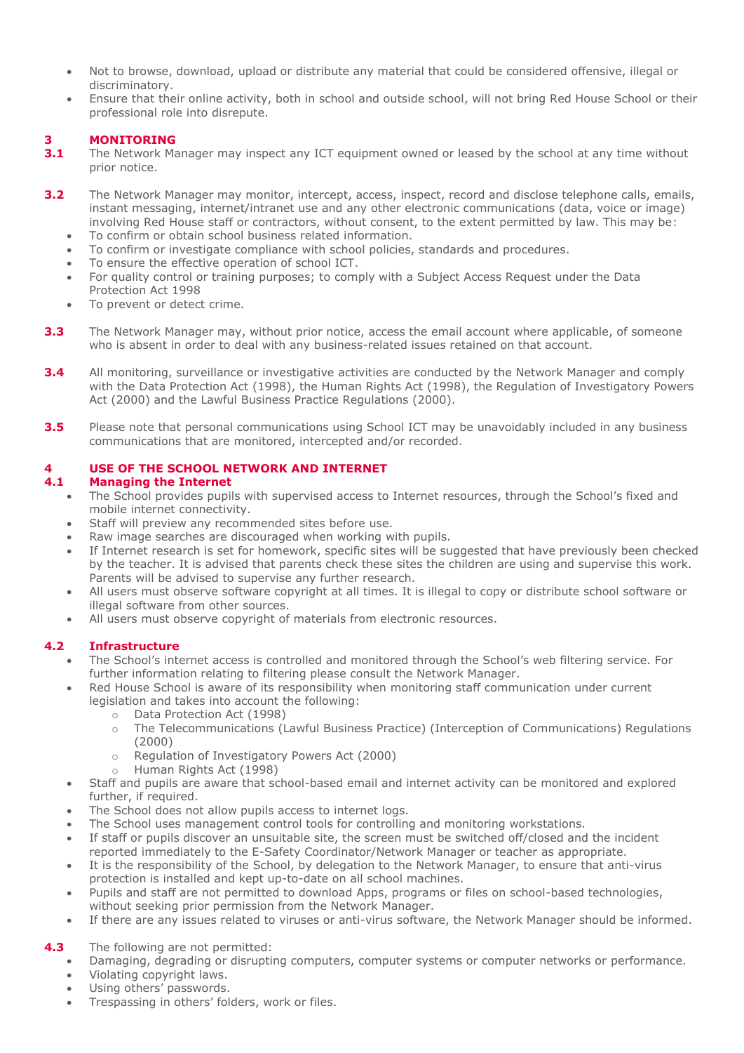- Not to browse, download, upload or distribute any material that could be considered offensive, illegal or discriminatory.
- Ensure that their online activity, both in school and outside school, will not bring Red House School or their professional role into disrepute.

## 3 MONITORING

**3.1** The Network Manager may inspect any ICT equipment owned or leased by the school at any time without prior notice.

**3.2** The Network Manager may monitor, intercept, access, inspect, record and disclose telephone calls, emails, instant messaging, internet/intranet use and any other electronic communications (data, voice or image) involving Red House staff or contractors, without consent, to the extent permitted by law. This may be:

- To confirm or obtain school business related information.
- To confirm or investigate compliance with school policies, standards and procedures.
- To ensure the effective operation of school ICT.
- For quality control or training purposes; to comply with a Subject Access Request under the Data Protection Act 1998
- To prevent or detect crime.

**3.3** The Network Manager may, without prior notice, access the email account where applicable, of someone who is absent in order to deal with any business-related issues retained on that account.

**3.4** All monitoring, surveillance or investigative activities are conducted by the Network Manager and comply with the Data Protection Act (1998), the Human Rights Act (1998), the Regulation of Investigatory Powers Act (2000) and the Lawful Business Practice Regulations (2000).

**3.5** Please note that personal communications using School ICT may be unavoidably included in any business communications that are monitored, intercepted and/or recorded.

## 4 USE OF THE SCHOOL NETWORK AND INTERNET

### 4.1 Managing the Internet

- The School provides pupils with supervised access to Internet resources, through the School's fixed and mobile internet connectivity.
- Staff will preview any recommended sites before use.
- Raw image searches are discouraged when working with pupils.
- If Internet research is set for homework, specific sites will be suggested that have previously been checked by the teacher. It is advised that parents check these sites the children are using and supervise this work. Parents will be advised to supervise any further research.
- All users must observe software copyright at all times. It is illegal to copy or distribute school software or illegal software from other sources.
- All users must observe copyright of materials from electronic resources.

### 4.2 Infrastructure

- The School's internet access is controlled and monitored through the School's web filtering service. For further information relating to filtering please consult the Network Manager.
- Red House School is aware of its responsibility when monitoring staff communication under current legislation and takes into account the following:
  - Data Protection Act (1998)
  - The Telecommunications (Lawful Business Practice) (Interception of Communications) Regulations (2000)
  - Regulation of Investigatory Powers Act (2000)
  - Human Rights Act (1998)
- Staff and pupils are aware that school-based email and internet activity can be monitored and explored further, if required.
- The School does not allow pupils access to internet logs.
- The School uses management control tools for controlling and monitoring workstations.
- If staff or pupils discover an unsuitable site, the screen must be switched off/closed and the incident reported immediately to the E-Safety Coordinator/Network Manager or teacher as appropriate.
- It is the responsibility of the School, by delegation to the Network Manager, to ensure that anti-virus protection is installed and kept up-to-date on all school machines.
- Pupils and staff are not permitted to download Apps, programs or files on school-based technologies, without seeking prior permission from the Network Manager.
- If there are any issues related to viruses or anti-virus software, the Network Manager should be informed.

**4.3** The following are not permitted:

- Damaging, degrading or disrupting computers, computer systems or computer networks or performance.
- Violating copyright laws.
- Using others' passwords.
- Trespassing in others' folders, work or files.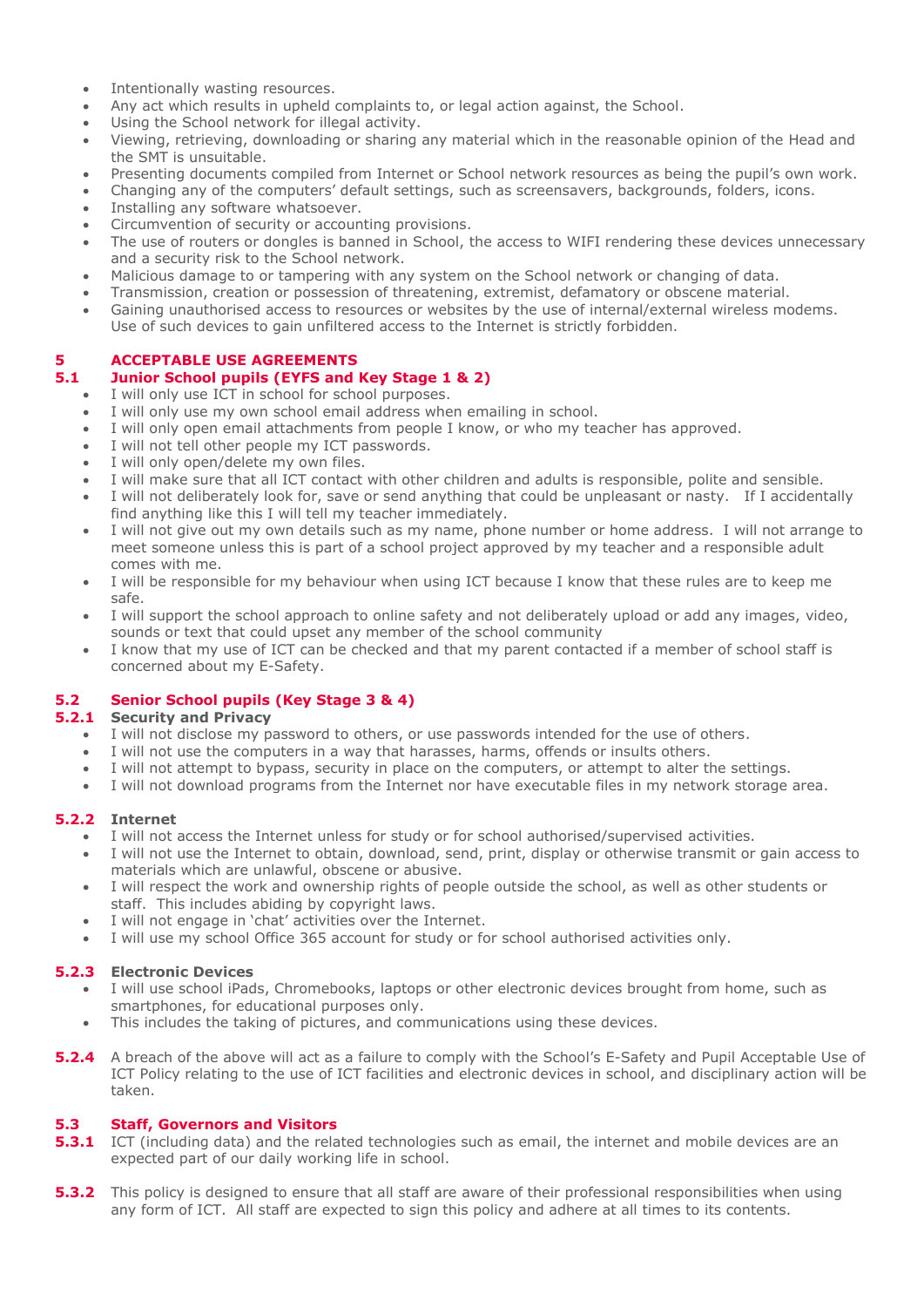- Intentionally wasting resources.
- Any act which results in upheld complaints to, or legal action against, the School.
- Using the School network for illegal activity.
- Viewing, retrieving, downloading or sharing any material which in the reasonable opinion of the Head and the SMT is unsuitable.
- Presenting documents compiled from Internet or School network resources as being the pupil's own work.
- Changing any of the computers' default settings, such as screensavers, backgrounds, folders, icons.
- Installing any software whatsoever.
- Circumvention of security or accounting provisions.
- The use of routers or dongles is banned in School, the access to WIFI rendering these devices unnecessary and a security risk to the School network.
- Malicious damage to or tampering with any system on the School network or changing of data.
- Transmission, creation or possession of threatening, extremist, defamatory or obscene material.
- Gaining unauthorised access to resources or websites by the use of internal/external wireless modems. Use of such devices to gain unfiltered access to the Internet is strictly forbidden.

## 5 ACCEPTABLE USE AGREEMENTS

### 5.1 Junior School pupils (EYFS and Key Stage 1 & 2)

- I will only use ICT in school for school purposes.
- I will only use my own school email address when emailing in school.
- I will only open email attachments from people I know, or who my teacher has approved.
- I will not tell other people my ICT passwords.
- I will only open/delete my own files.
- I will make sure that all ICT contact with other children and adults is responsible, polite and sensible.
- I will not deliberately look for, save or send anything that could be unpleasant or nasty. If I accidentally find anything like this I will tell my teacher immediately.
- I will not give out my own details such as my name, phone number or home address. I will not arrange to meet someone unless this is part of a school project approved by my teacher and a responsible adult comes with me.
- I will be responsible for my behaviour when using ICT because I know that these rules are to keep me safe.
- I will support the school approach to online safety and not deliberately upload or add any images, video, sounds or text that could upset any member of the school community
- I know that my use of ICT can be checked and that my parent contacted if a member of school staff is concerned about my E-Safety.

### 5.2 Senior School pupils (Key Stage 3 & 4)

#### 5.2.1 Security and Privacy

- I will not disclose my password to others, or use passwords intended for the use of others.
- I will not use the computers in a way that harasses, harms, offends or insults others.
- I will not attempt to bypass, security in place on the computers, or attempt to alter the settings.
- I will not download programs from the Internet nor have executable files in my network storage area.

#### 5.2.2 Internet

- I will not access the Internet unless for study or for school authorised/supervised activities.
- I will not use the Internet to obtain, download, send, print, display or otherwise transmit or gain access to materials which are unlawful, obscene or abusive.
- I will respect the work and ownership rights of people outside the school, as well as other students or staff. This includes abiding by copyright laws.
- I will not engage in 'chat' activities over the Internet.
- I will use my school Office 365 account for study or for school authorised activities only.

#### 5.2.3 Electronic Devices

- I will use school iPads, Chromebooks, laptops or other electronic devices brought from home, such as smartphones, for educational purposes only.
- This includes the taking of pictures, and communications using these devices.

**5.2.4** A breach of the above will act as a failure to comply with the School's E-Safety and Pupil Acceptable Use of ICT Policy relating to the use of ICT facilities and electronic devices in school, and disciplinary action will be taken.

### 5.3 Staff, Governors and Visitors

**5.3.1** ICT (including data) and the related technologies such as email, the internet and mobile devices are an expected part of our daily working life in school.

**5.3.2** This policy is designed to ensure that all staff are aware of their professional responsibilities when using any form of ICT. All staff are expected to sign this policy and adhere at all times to its contents.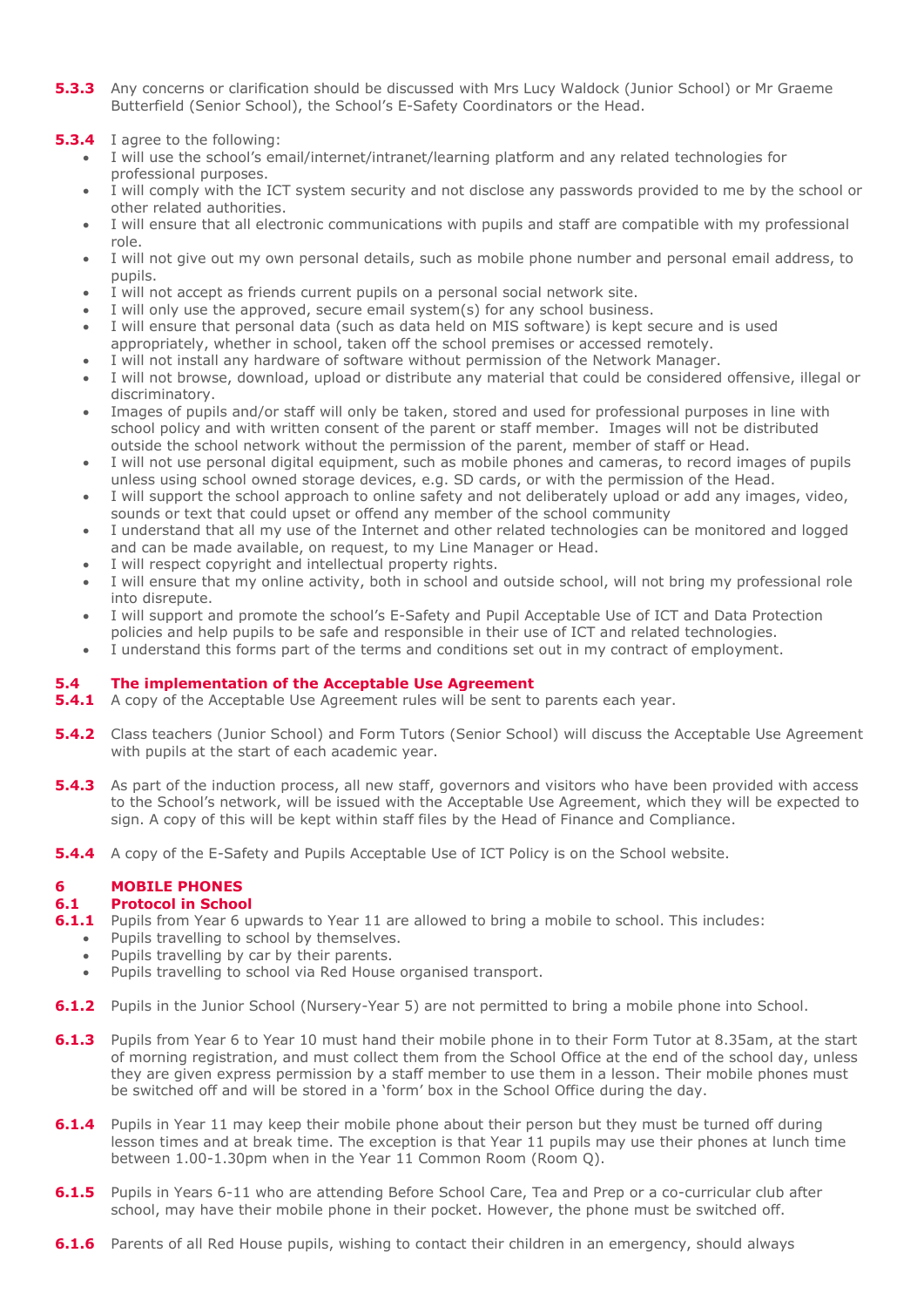**5.3.3** Any concerns or clarification should be discussed with Mrs Lucy Waldock (Junior School) or Mr Graeme Butterfield (Senior School), the School's E-Safety Coordinators or the Head.

**5.3.4** I agree to the following:

- I will use the school's email/internet/intranet/learning platform and any related technologies for professional purposes.
- I will comply with the ICT system security and not disclose any passwords provided to me by the school or other related authorities.
- I will ensure that all electronic communications with pupils and staff are compatible with my professional role.
- I will not give out my own personal details, such as mobile phone number and personal email address, to pupils.
- I will not accept as friends current pupils on a personal social network site.
- I will only use the approved, secure email system(s) for any school business.
- I will ensure that personal data (such as data held on MIS software) is kept secure and is used appropriately, whether in school, taken off the school premises or accessed remotely.
- I will not install any hardware of software without permission of the Network Manager.
- I will not browse, download, upload or distribute any material that could be considered offensive, illegal or discriminatory.
- Images of pupils and/or staff will only be taken, stored and used for professional purposes in line with school policy and with written consent of the parent or staff member. Images will not be distributed outside the school network without the permission of the parent, member of staff or Head.
- I will not use personal digital equipment, such as mobile phones and cameras, to record images of pupils unless using school owned storage devices, e.g. SD cards, or with the permission of the Head.
- I will support the school approach to online safety and not deliberately upload or add any images, video, sounds or text that could upset or offend any member of the school community
- I understand that all my use of the Internet and other related technologies can be monitored and logged and can be made available, on request, to my Line Manager or Head.
- I will respect copyright and intellectual property rights.
- I will ensure that my online activity, both in school and outside school, will not bring my professional role into disrepute.
- I will support and promote the school's E-Safety and Pupil Acceptable Use of ICT and Data Protection policies and help pupils to be safe and responsible in their use of ICT and related technologies.
- I understand this forms part of the terms and conditions set out in my contract of employment.

### 5.4 The implementation of the Acceptable Use Agreement

**5.4.1** A copy of the Acceptable Use Agreement rules will be sent to parents each year.

**5.4.2** Class teachers (Junior School) and Form Tutors (Senior School) will discuss the Acceptable Use Agreement with pupils at the start of each academic year.

**5.4.3** As part of the induction process, all new staff, governors and visitors who have been provided with access to the School's network, will be issued with the Acceptable Use Agreement, which they will be expected to sign. A copy of this will be kept within staff files by the Head of Finance and Compliance.

**5.4.4** A copy of the E-Safety and Pupils Acceptable Use of ICT Policy is on the School website.

## 6 MOBILE PHONES

### 6.1 Protocol in School

**6.1.1** Pupils from Year 6 upwards to Year 11 are allowed to bring a mobile to school. This includes:

- Pupils travelling to school by themselves.
- Pupils travelling by car by their parents.
- Pupils travelling to school via Red House organised transport.

**6.1.2** Pupils in the Junior School (Nursery-Year 5) are not permitted to bring a mobile phone into School.

**6.1.3** Pupils from Year 6 to Year 10 must hand their mobile phone in to their Form Tutor at 8.35am, at the start of morning registration, and must collect them from the School Office at the end of the school day, unless they are given express permission by a staff member to use them in a lesson. Their mobile phones must be switched off and will be stored in a 'form' box in the School Office during the day.

**6.1.4** Pupils in Year 11 may keep their mobile phone about their person but they must be turned off during lesson times and at break time. The exception is that Year 11 pupils may use their phones at lunch time between 1.00-1.30pm when in the Year 11 Common Room (Room Q).

**6.1.5** Pupils in Years 6-11 who are attending Before School Care, Tea and Prep or a co-curricular club after school, may have their mobile phone in their pocket. However, the phone must be switched off.

**6.1.6** Parents of all Red House pupils, wishing to contact their children in an emergency, should always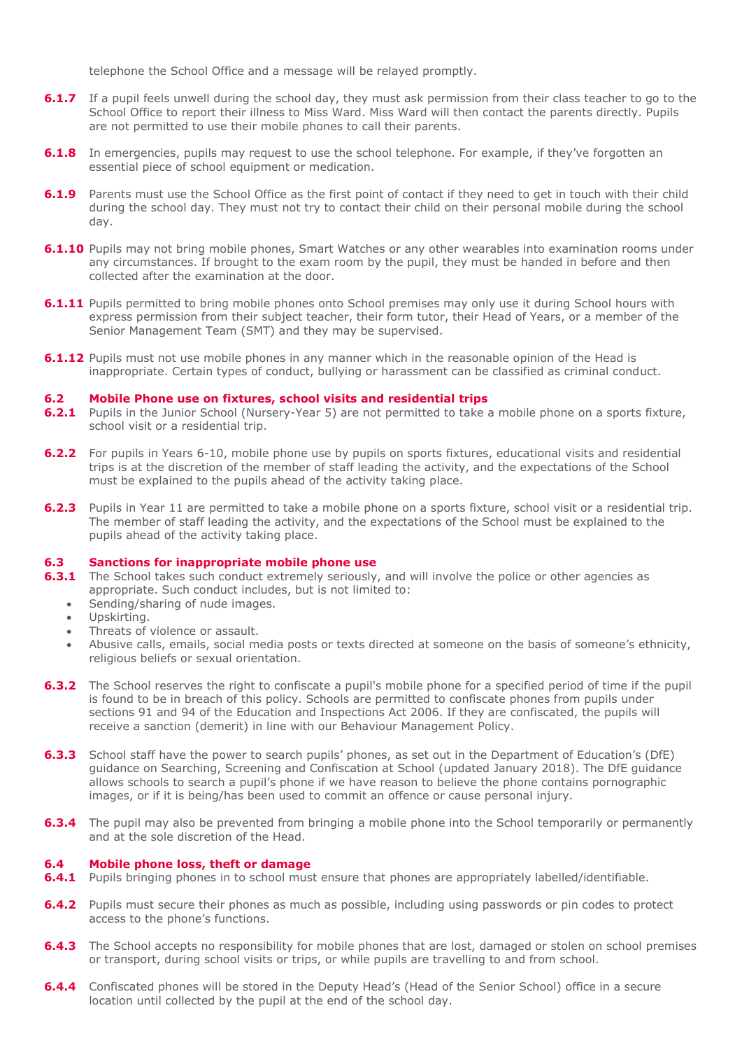telephone the School Office and a message will be relayed promptly.

**6.1.7** If a pupil feels unwell during the school day, they must ask permission from their class teacher to go to the School Office to report their illness to Miss Ward. Miss Ward will then contact the parents directly. Pupils are not permitted to use their mobile phones to call their parents.

**6.1.8** In emergencies, pupils may request to use the school telephone. For example, if they've forgotten an essential piece of school equipment or medication.

**6.1.9** Parents must use the School Office as the first point of contact if they need to get in touch with their child during the school day. They must not try to contact their child on their personal mobile during the school day.

**6.1.10** Pupils may not bring mobile phones, Smart Watches or any other wearables into examination rooms under any circumstances. If brought to the exam room by the pupil, they must be handed in before and then collected after the examination at the door.

**6.1.11** Pupils permitted to bring mobile phones onto School premises may only use it during School hours with express permission from their subject teacher, their form tutor, their Head of Years, or a member of the Senior Management Team (SMT) and they may be supervised.

**6.1.12** Pupils must not use mobile phones in any manner which in the reasonable opinion of the Head is inappropriate. Certain types of conduct, bullying or harassment can be classified as criminal conduct.

## 6.2 Mobile Phone use on fixtures, school visits and residential trips

**6.2.1** Pupils in the Junior School (Nursery-Year 5) are not permitted to take a mobile phone on a sports fixture, school visit or a residential trip.

**6.2.2** For pupils in Years 6-10, mobile phone use by pupils on sports fixtures, educational visits and residential trips is at the discretion of the member of staff leading the activity, and the expectations of the School must be explained to the pupils ahead of the activity taking place.

**6.2.3** Pupils in Year 11 are permitted to take a mobile phone on a sports fixture, school visit or a residential trip. The member of staff leading the activity, and the expectations of the School must be explained to the pupils ahead of the activity taking place.

## 6.3 Sanctions for inappropriate mobile phone use

**6.3.1** The School takes such conduct extremely seriously, and will involve the police or other agencies as appropriate. Such conduct includes, but is not limited to:

- Sending/sharing of nude images.
- Upskirting.
- Threats of violence or assault.
- Abusive calls, emails, social media posts or texts directed at someone on the basis of someone's ethnicity, religious beliefs or sexual orientation.

**6.3.2** The School reserves the right to confiscate a pupil's mobile phone for a specified period of time if the pupil is found to be in breach of this policy. Schools are permitted to confiscate phones from pupils under sections 91 and 94 of the Education and Inspections Act 2006. If they are confiscated, the pupils will receive a sanction (demerit) in line with our Behaviour Management Policy.

**6.3.3** School staff have the power to search pupils' phones, as set out in the Department of Education's (DfE) guidance on Searching, Screening and Confiscation at School (updated January 2018). The DfE guidance allows schools to search a pupil's phone if we have reason to believe the phone contains pornographic images, or if it is being/has been used to commit an offence or cause personal injury.

**6.3.4** The pupil may also be prevented from bringing a mobile phone into the School temporarily or permanently and at the sole discretion of the Head.

## 6.4 Mobile phone loss, theft or damage

**6.4.1** Pupils bringing phones in to school must ensure that phones are appropriately labelled/identifiable.

**6.4.2** Pupils must secure their phones as much as possible, including using passwords or pin codes to protect access to the phone's functions.

**6.4.3** The School accepts no responsibility for mobile phones that are lost, damaged or stolen on school premises or transport, during school visits or trips, or while pupils are travelling to and from school.

**6.4.4** Confiscated phones will be stored in the Deputy Head's (Head of the Senior School) office in a secure location until collected by the pupil at the end of the school day.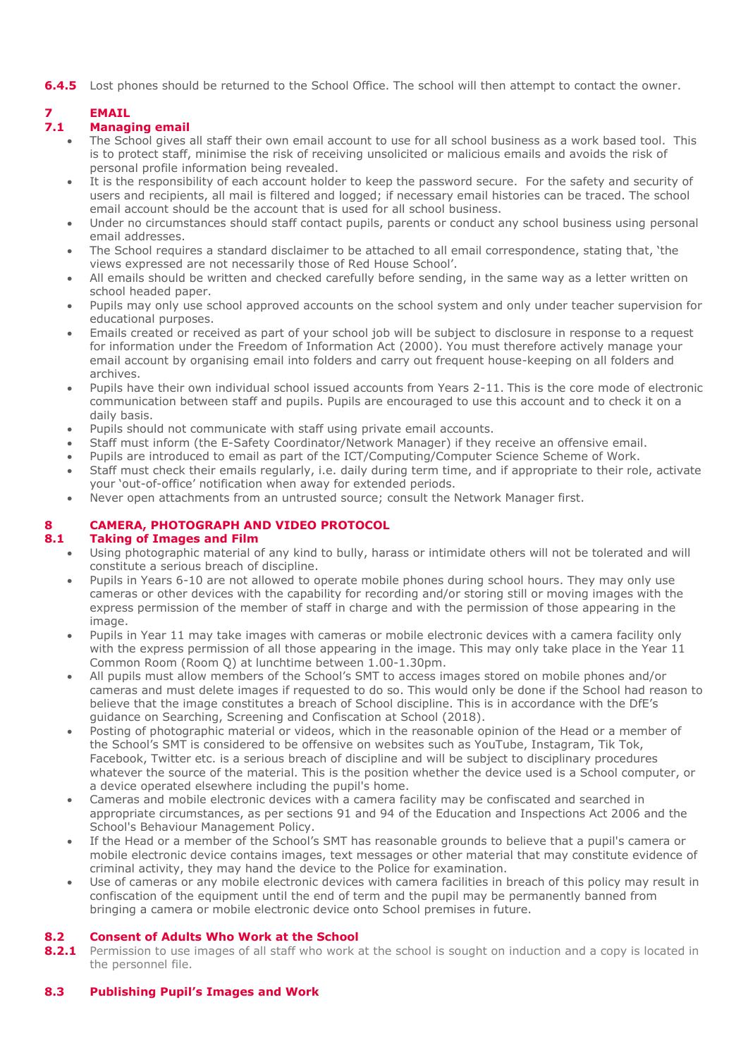**6.4.5** Lost phones should be returned to the School Office. The school will then attempt to contact the owner.

## 7 EMAIL

### 7.1 Managing email

- The School gives all staff their own email account to use for all school business as a work based tool. This is to protect staff, minimise the risk of receiving unsolicited or malicious emails and avoids the risk of personal profile information being revealed.
- It is the responsibility of each account holder to keep the password secure. For the safety and security of users and recipients, all mail is filtered and logged; if necessary email histories can be traced. The school email account should be the account that is used for all school business.
- Under no circumstances should staff contact pupils, parents or conduct any school business using personal email addresses.
- The School requires a standard disclaimer to be attached to all email correspondence, stating that, 'the views expressed are not necessarily those of Red House School'.
- All emails should be written and checked carefully before sending, in the same way as a letter written on school headed paper.
- Pupils may only use school approved accounts on the school system and only under teacher supervision for educational purposes.
- Emails created or received as part of your school job will be subject to disclosure in response to a request for information under the Freedom of Information Act (2000). You must therefore actively manage your email account by organising email into folders and carry out frequent house-keeping on all folders and archives.
- Pupils have their own individual school issued accounts from Years 2-11. This is the core mode of electronic communication between staff and pupils. Pupils are encouraged to use this account and to check it on a daily basis.
- Pupils should not communicate with staff using private email accounts.
- Staff must inform (the E-Safety Coordinator/Network Manager) if they receive an offensive email.
- Pupils are introduced to email as part of the ICT/Computing/Computer Science Scheme of Work.
- Staff must check their emails regularly, i.e. daily during term time, and if appropriate to their role, activate your 'out-of-office' notification when away for extended periods.
- Never open attachments from an untrusted source; consult the Network Manager first.

## 8 CAMERA, PHOTOGRAPH AND VIDEO PROTOCOL

### 8.1 Taking of Images and Film

- Using photographic material of any kind to bully, harass or intimidate others will not be tolerated and will constitute a serious breach of discipline.
- Pupils in Years 6-10 are not allowed to operate mobile phones during school hours. They may only use cameras or other devices with the capability for recording and/or storing still or moving images with the express permission of the member of staff in charge and with the permission of those appearing in the image.
- Pupils in Year 11 may take images with cameras or mobile electronic devices with a camera facility only with the express permission of all those appearing in the image. This may only take place in the Year 11 Common Room (Room Q) at lunchtime between 1.00-1.30pm.
- All pupils must allow members of the School's SMT to access images stored on mobile phones and/or cameras and must delete images if requested to do so. This would only be done if the School had reason to believe that the image constitutes a breach of School discipline. This is in accordance with the DfE's guidance on Searching, Screening and Confiscation at School (2018).
- Posting of photographic material or videos, which in the reasonable opinion of the Head or a member of the School's SMT is considered to be offensive on websites such as YouTube, Instagram, Tik Tok, Facebook, Twitter etc. is a serious breach of discipline and will be subject to disciplinary procedures whatever the source of the material. This is the position whether the device used is a School computer, or a device operated elsewhere including the pupil's home.
- Cameras and mobile electronic devices with a camera facility may be confiscated and searched in appropriate circumstances, as per sections 91 and 94 of the Education and Inspections Act 2006 and the School's Behaviour Management Policy.
- If the Head or a member of the School's SMT has reasonable grounds to believe that a pupil's camera or mobile electronic device contains images, text messages or other material that may constitute evidence of criminal activity, they may hand the device to the Police for examination.
- Use of cameras or any mobile electronic devices with camera facilities in breach of this policy may result in confiscation of the equipment until the end of term and the pupil may be permanently banned from bringing a camera or mobile electronic device onto School premises in future.

### 8.2 Consent of Adults Who Work at the School

**8.2.1** Permission to use images of all staff who work at the school is sought on induction and a copy is located in the personnel file.

### 8.3 Publishing Pupil's Images and Work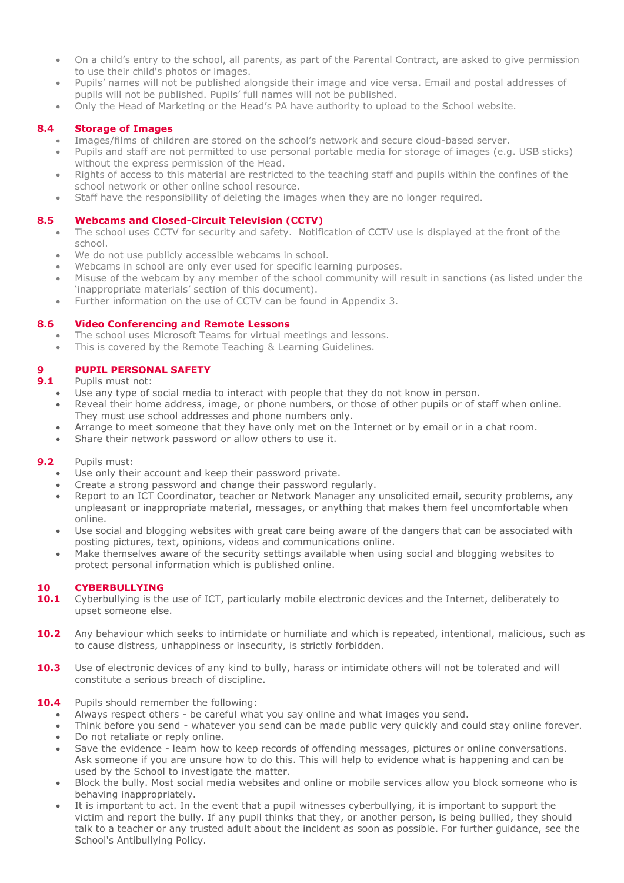- On a child's entry to the school, all parents, as part of the Parental Contract, are asked to give permission to use their child's photos or images.
- Pupils' names will not be published alongside their image and vice versa. Email and postal addresses of pupils will not be published. Pupils' full names will not be published.
- Only the Head of Marketing or the Head's PA have authority to upload to the School website.

### 8.4 Storage of Images

- Images/films of children are stored on the school's network and secure cloud-based server.
- Pupils and staff are not permitted to use personal portable media for storage of images (e.g. USB sticks) without the express permission of the Head.
- Rights of access to this material are restricted to the teaching staff and pupils within the confines of the school network or other online school resource.
- Staff have the responsibility of deleting the images when they are no longer required.

### 8.5 Webcams and Closed-Circuit Television (CCTV)

- The school uses CCTV for security and safety. Notification of CCTV use is displayed at the front of the school.
- We do not use publicly accessible webcams in school.
- Webcams in school are only ever used for specific learning purposes.
- Misuse of the webcam by any member of the school community will result in sanctions (as listed under the 'inappropriate materials' section of this document).
- Further information on the use of CCTV can be found in Appendix 3.

### 8.6 Video Conferencing and Remote Lessons

- The school uses Microsoft Teams for virtual meetings and lessons.
- This is covered by the Remote Teaching & Learning Guidelines.

## 9 PUPIL PERSONAL SAFETY

**9.1** Pupils must not:

- Use any type of social media to interact with people that they do not know in person.
- Reveal their home address, image, or phone numbers, or those of other pupils or of staff when online. They must use school addresses and phone numbers only.
- Arrange to meet someone that they have only met on the Internet or by email or in a chat room.
- Share their network password or allow others to use it.

**9.2** Pupils must:

- Use only their account and keep their password private.
- Create a strong password and change their password regularly.
- Report to an ICT Coordinator, teacher or Network Manager any unsolicited email, security problems, any unpleasant or inappropriate material, messages, or anything that makes them feel uncomfortable when online.
- Use social and blogging websites with great care being aware of the dangers that can be associated with posting pictures, text, opinions, videos and communications online.
- Make themselves aware of the security settings available when using social and blogging websites to protect personal information which is published online.

## 10 CYBERBULLYING

**10.1** Cyberbullying is the use of ICT, particularly mobile electronic devices and the Internet, deliberately to upset someone else.

**10.2** Any behaviour which seeks to intimidate or humiliate and which is repeated, intentional, malicious, such as to cause distress, unhappiness or insecurity, is strictly forbidden.

**10.3** Use of electronic devices of any kind to bully, harass or intimidate others will not be tolerated and will constitute a serious breach of discipline.

**10.4** Pupils should remember the following:

- Always respect others - be careful what you say online and what images you send.
- Think before you send - whatever you send can be made public very quickly and could stay online forever.
- Do not retaliate or reply online.
- Save the evidence - learn how to keep records of offending messages, pictures or online conversations. Ask someone if you are unsure how to do this. This will help to evidence what is happening and can be used by the School to investigate the matter.
- Block the bully. Most social media websites and online or mobile services allow you block someone who is behaving inappropriately.
- It is important to act. In the event that a pupil witnesses cyberbullying, it is important to support the victim and report the bully. If any pupil thinks that they, or another person, is being bullied, they should talk to a teacher or any trusted adult about the incident as soon as possible. For further guidance, see the School's Antibullying Policy.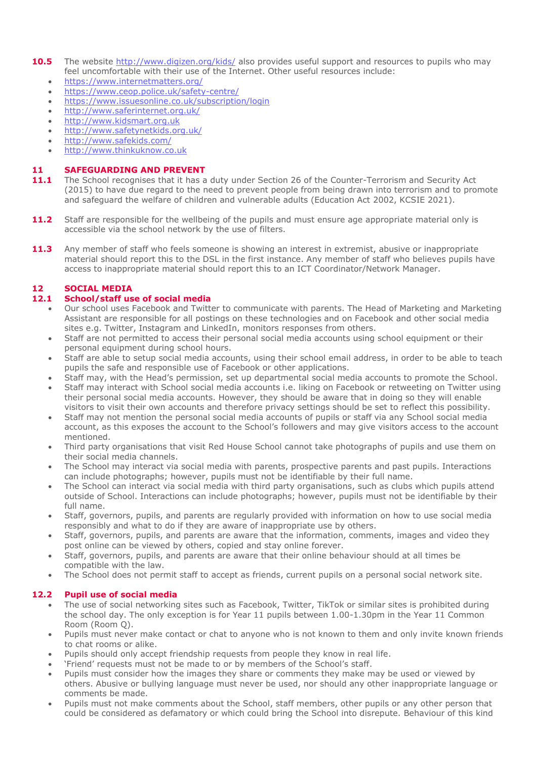**10.5** The website http://www.digizen.org/kids/ also provides useful support and resources to pupils who may feel uncomfortable with their use of the Internet. Other useful resources include:

- https://www.internetmatters.org/
- https://www.ceop.police.uk/safety-centre/
- https://www.issuesonline.co.uk/subscription/login
- http://www.saferinternet.org.uk/
- http://www.kidsmart.org.uk
- http://www.safetynetkids.org.uk/
- http://www.safekids.com/
- http://www.thinkuknow.co.uk

## 11 SAFEGUARDING AND PREVENT

**11.1** The School recognises that it has a duty under Section 26 of the Counter-Terrorism and Security Act (2015) to have due regard to the need to prevent people from being drawn into terrorism and to promote and safeguard the welfare of children and vulnerable adults (Education Act 2002, KCSIE 2021).

**11.2** Staff are responsible for the wellbeing of the pupils and must ensure age appropriate material only is accessible via the school network by the use of filters.

**11.3** Any member of staff who feels someone is showing an interest in extremist, abusive or inappropriate material should report this to the DSL in the first instance. Any member of staff who believes pupils have access to inappropriate material should report this to an ICT Coordinator/Network Manager.

## 12 SOCIAL MEDIA

### 12.1 School/staff use of social media

- Our school uses Facebook and Twitter to communicate with parents. The Head of Marketing and Marketing Assistant are responsible for all postings on these technologies and on Facebook and other social media sites e.g. Twitter, Instagram and LinkedIn, monitors responses from others.
- Staff are not permitted to access their personal social media accounts using school equipment or their personal equipment during school hours.
- Staff are able to setup social media accounts, using their school email address, in order to be able to teach pupils the safe and responsible use of Facebook or other applications.
- Staff may, with the Head's permission, set up departmental social media accounts to promote the School.
- Staff may interact with School social media accounts i.e. liking on Facebook or retweeting on Twitter using their personal social media accounts. However, they should be aware that in doing so they will enable visitors to visit their own accounts and therefore privacy settings should be set to reflect this possibility.
- Staff may not mention the personal social media accounts of pupils or staff via any School social media account, as this exposes the account to the School's followers and may give visitors access to the account mentioned.
- Third party organisations that visit Red House School cannot take photographs of pupils and use them on their social media channels.
- The School may interact via social media with parents, prospective parents and past pupils. Interactions can include photographs; however, pupils must not be identifiable by their full name.
- The School can interact via social media with third party organisations, such as clubs which pupils attend outside of School. Interactions can include photographs; however, pupils must not be identifiable by their full name.
- Staff, governors, pupils, and parents are regularly provided with information on how to use social media responsibly and what to do if they are aware of inappropriate use by others.
- Staff, governors, pupils, and parents are aware that the information, comments, images and video they post online can be viewed by others, copied and stay online forever.
- Staff, governors, pupils, and parents are aware that their online behaviour should at all times be compatible with the law.
- The School does not permit staff to accept as friends, current pupils on a personal social network site.

### 12.2 Pupil use of social media

- The use of social networking sites such as Facebook, Twitter, TikTok or similar sites is prohibited during the school day. The only exception is for Year 11 pupils between 1.00-1.30pm in the Year 11 Common Room (Room Q).
- Pupils must never make contact or chat to anyone who is not known to them and only invite known friends to chat rooms or alike.
- Pupils should only accept friendship requests from people they know in real life.
- 'Friend' requests must not be made to or by members of the School's staff.
- Pupils must consider how the images they share or comments they make may be used or viewed by others. Abusive or bullying language must never be used, nor should any other inappropriate language or comments be made.
- Pupils must not make comments about the School, staff members, other pupils or any other person that could be considered as defamatory or which could bring the School into disrepute. Behaviour of this kind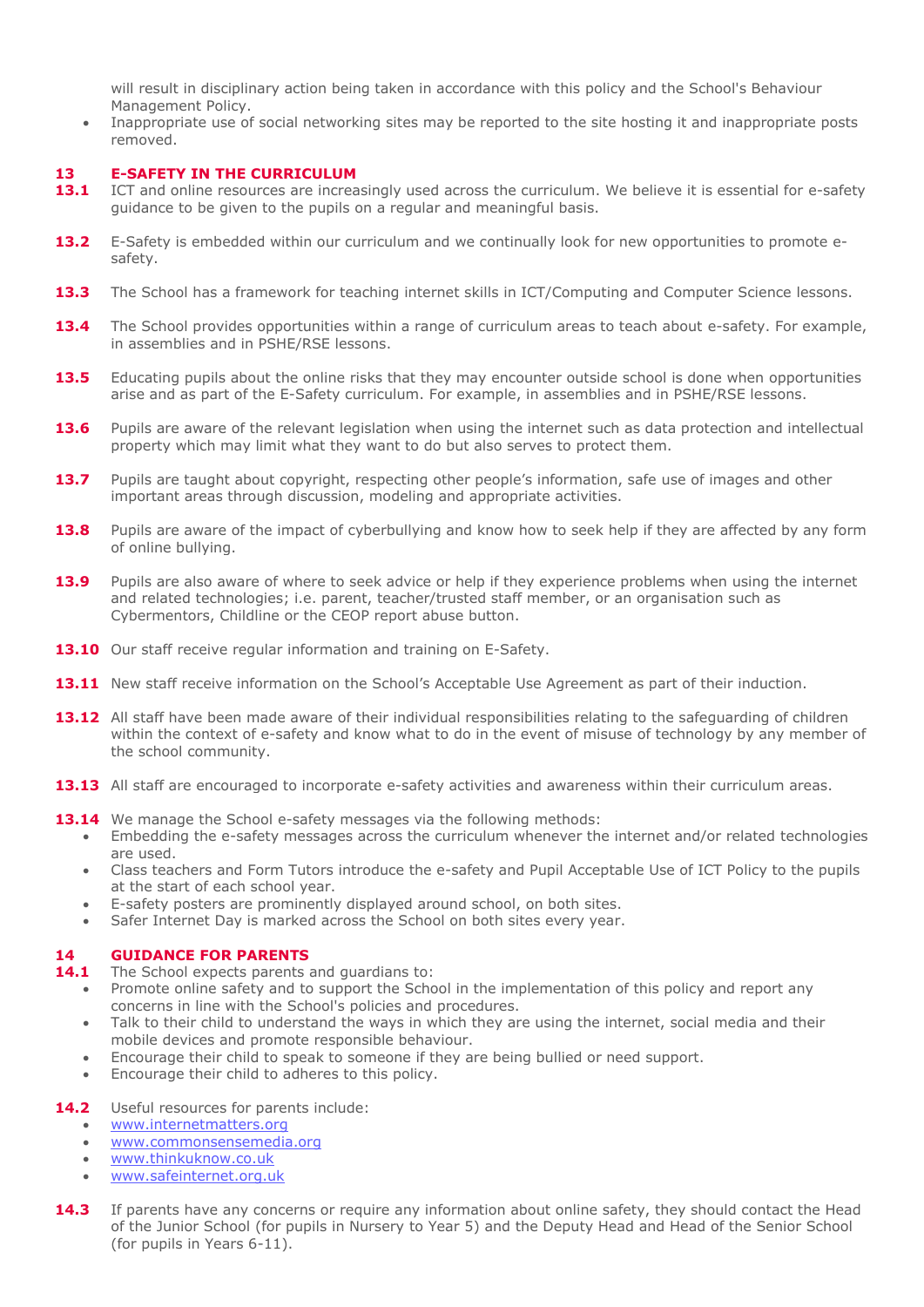will result in disciplinary action being taken in accordance with this policy and the School's Behaviour Management Policy.

- Inappropriate use of social networking sites may be reported to the site hosting it and inappropriate posts removed.

## 13 E-SAFETY IN THE CURRICULUM

**13.1** ICT and online resources are increasingly used across the curriculum. We believe it is essential for e-safety guidance to be given to the pupils on a regular and meaningful basis.

**13.2** E-Safety is embedded within our curriculum and we continually look for new opportunities to promote e-safety.

**13.3** The School has a framework for teaching internet skills in ICT/Computing and Computer Science lessons.

**13.4** The School provides opportunities within a range of curriculum areas to teach about e-safety. For example, in assemblies and in PSHE/RSE lessons.

**13.5** Educating pupils about the online risks that they may encounter outside school is done when opportunities arise and as part of the E-Safety curriculum. For example, in assemblies and in PSHE/RSE lessons.

**13.6** Pupils are aware of the relevant legislation when using the internet such as data protection and intellectual property which may limit what they want to do but also serves to protect them.

**13.7** Pupils are taught about copyright, respecting other people's information, safe use of images and other important areas through discussion, modeling and appropriate activities.

**13.8** Pupils are aware of the impact of cyberbullying and know how to seek help if they are affected by any form of online bullying.

**13.9** Pupils are also aware of where to seek advice or help if they experience problems when using the internet and related technologies; i.e. parent, teacher/trusted staff member, or an organisation such as Cybermentors, Childline or the CEOP report abuse button.

**13.10** Our staff receive regular information and training on E-Safety.

**13.11** New staff receive information on the School's Acceptable Use Agreement as part of their induction.

**13.12** All staff have been made aware of their individual responsibilities relating to the safeguarding of children within the context of e-safety and know what to do in the event of misuse of technology by any member of the school community.

**13.13** All staff are encouraged to incorporate e-safety activities and awareness within their curriculum areas.

**13.14** We manage the School e-safety messages via the following methods:

- Embedding the e-safety messages across the curriculum whenever the internet and/or related technologies are used.
- Class teachers and Form Tutors introduce the e-safety and Pupil Acceptable Use of ICT Policy to the pupils at the start of each school year.
- E-safety posters are prominently displayed around school, on both sites.
- Safer Internet Day is marked across the School on both sites every year.

## 14 GUIDANCE FOR PARENTS

**14.1** The School expects parents and guardians to:

- Promote online safety and to support the School in the implementation of this policy and report any concerns in line with the School's policies and procedures.
- Talk to their child to understand the ways in which they are using the internet, social media and their mobile devices and promote responsible behaviour.
- Encourage their child to speak to someone if they are being bullied or need support.
- Encourage their child to adheres to this policy.

**14.2** Useful resources for parents include:

- www.internetmatters.org
- www.commonsensemedia.org
- www.thinkuknow.co.uk
- www.safeinternet.org.uk

**14.3** If parents have any concerns or require any information about online safety, they should contact the Head of the Junior School (for pupils in Nursery to Year 5) and the Deputy Head and Head of the Senior School (for pupils in Years 6-11).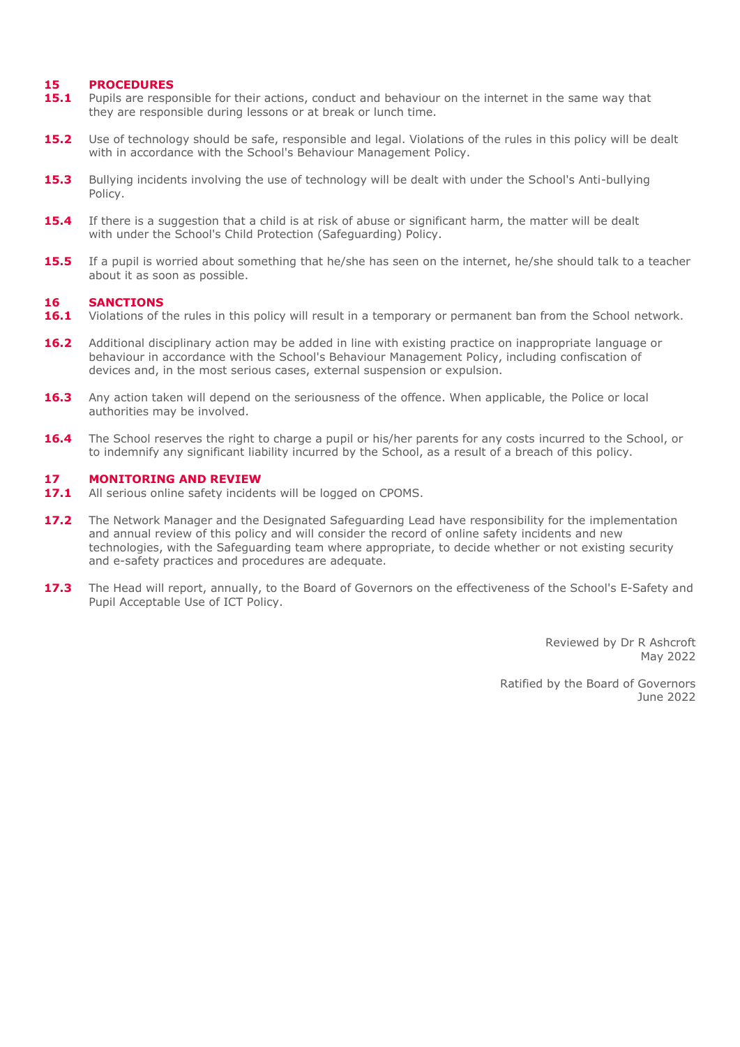## 15 PROCEDURES

**15.1** Pupils are responsible for their actions, conduct and behaviour on the internet in the same way that they are responsible during lessons or at break or lunch time.

**15.2** Use of technology should be safe, responsible and legal. Violations of the rules in this policy will be dealt with in accordance with the School's Behaviour Management Policy.

**15.3** Bullying incidents involving the use of technology will be dealt with under the School's Anti-bullying Policy.

**15.4** If there is a suggestion that a child is at risk of abuse or significant harm, the matter will be dealt with under the School's Child Protection (Safeguarding) Policy.

**15.5** If a pupil is worried about something that he/she has seen on the internet, he/she should talk to a teacher about it as soon as possible.

## 16 SANCTIONS

**16.1** Violations of the rules in this policy will result in a temporary or permanent ban from the School network.

**16.2** Additional disciplinary action may be added in line with existing practice on inappropriate language or behaviour in accordance with the School's Behaviour Management Policy, including confiscation of devices and, in the most serious cases, external suspension or expulsion.

**16.3** Any action taken will depend on the seriousness of the offence. When applicable, the Police or local authorities may be involved.

**16.4** The School reserves the right to charge a pupil or his/her parents for any costs incurred to the School, or to indemnify any significant liability incurred by the School, as a result of a breach of this policy.

## 17 MONITORING AND REVIEW

**17.1** All serious online safety incidents will be logged on CPOMS.

**17.2** The Network Manager and the Designated Safeguarding Lead have responsibility for the implementation and annual review of this policy and will consider the record of online safety incidents and new technologies, with the Safeguarding team where appropriate, to decide whether or not existing security and e-safety practices and procedures are adequate.

**17.3** The Head will report, annually, to the Board of Governors on the effectiveness of the School's E-Safety and Pupil Acceptable Use of ICT Policy.

Reviewed by Dr R Ashcroft
May 2022

Ratified by the Board of Governors
June 2022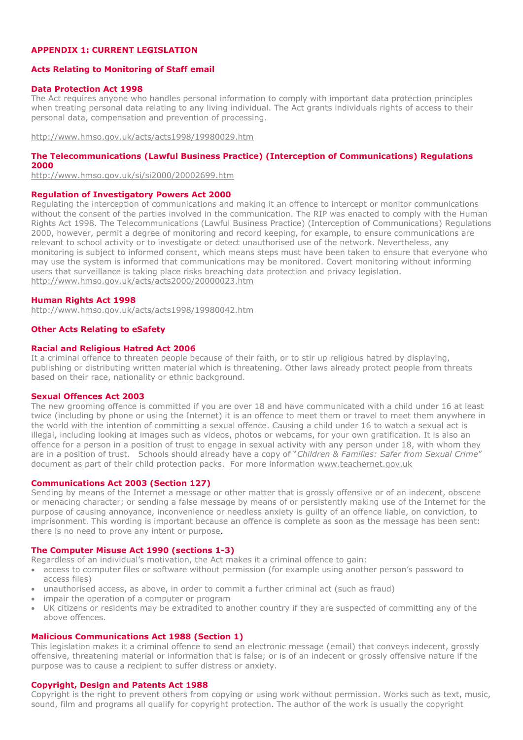# APPENDIX 1: CURRENT LEGISLATION

## Acts Relating to Monitoring of Staff email

### Data Protection Act 1998

The Act requires anyone who handles personal information to comply with important data protection principles when treating personal data relating to any living individual. The Act grants individuals rights of access to their personal data, compensation and prevention of processing.

http://www.hmso.gov.uk/acts/acts1998/19980029.htm

### The Telecommunications (Lawful Business Practice) (Interception of Communications) Regulations 2000

http://www.hmso.gov.uk/si/si2000/20002699.htm

### Regulation of Investigatory Powers Act 2000

Regulating the interception of communications and making it an offence to intercept or monitor communications without the consent of the parties involved in the communication. The RIP was enacted to comply with the Human Rights Act 1998. The Telecommunications (Lawful Business Practice) (Interception of Communications) Regulations 2000, however, permit a degree of monitoring and record keeping, for example, to ensure communications are relevant to school activity or to investigate or detect unauthorised use of the network. Nevertheless, any monitoring is subject to informed consent, which means steps must have been taken to ensure that everyone who may use the system is informed that communications may be monitored. Covert monitoring without informing users that surveillance is taking place risks breaching data protection and privacy legislation.
http://www.hmso.gov.uk/acts/acts2000/20000023.htm

### Human Rights Act 1998

http://www.hmso.gov.uk/acts/acts1998/19980042.htm

## Other Acts Relating to eSafety

### Racial and Religious Hatred Act 2006

It a criminal offence to threaten people because of their faith, or to stir up religious hatred by displaying, publishing or distributing written material which is threatening. Other laws already protect people from threats based on their race, nationality or ethnic background.

### Sexual Offences Act 2003

The new grooming offence is committed if you are over 18 and have communicated with a child under 16 at least twice (including by phone or using the Internet) it is an offence to meet them or travel to meet them anywhere in the world with the intention of committing a sexual offence. Causing a child under 16 to watch a sexual act is illegal, including looking at images such as videos, photos or webcams, for your own gratification. It is also an offence for a person in a position of trust to engage in sexual activity with any person under 18, with whom they are in a position of trust. Schools should already have a copy of "*Children & Families: Safer from Sexual Crime*" document as part of their child protection packs. For more information www.teachernet.gov.uk

### Communications Act 2003 (Section 127)

Sending by means of the Internet a message or other matter that is grossly offensive or of an indecent, obscene or menacing character; or sending a false message by means of or persistently making use of the Internet for the purpose of causing annoyance, inconvenience or needless anxiety is guilty of an offence liable, on conviction, to imprisonment. This wording is important because an offence is complete as soon as the message has been sent: there is no need to prove any intent or purpose.

### The Computer Misuse Act 1990 (sections 1-3)

Regardless of an individual's motivation, the Act makes it a criminal offence to gain:

- access to computer files or software without permission (for example using another person's password to access files)
- unauthorised access, as above, in order to commit a further criminal act (such as fraud)
- impair the operation of a computer or program
- UK citizens or residents may be extradited to another country if they are suspected of committing any of the above offences.

### Malicious Communications Act 1988 (Section 1)

This legislation makes it a criminal offence to send an electronic message (email) that conveys indecent, grossly offensive, threatening material or information that is false; or is of an indecent or grossly offensive nature if the purpose was to cause a recipient to suffer distress or anxiety.

### Copyright, Design and Patents Act 1988

Copyright is the right to prevent others from copying or using work without permission. Works such as text, music, sound, film and programs all qualify for copyright protection. The author of the work is usually the copyright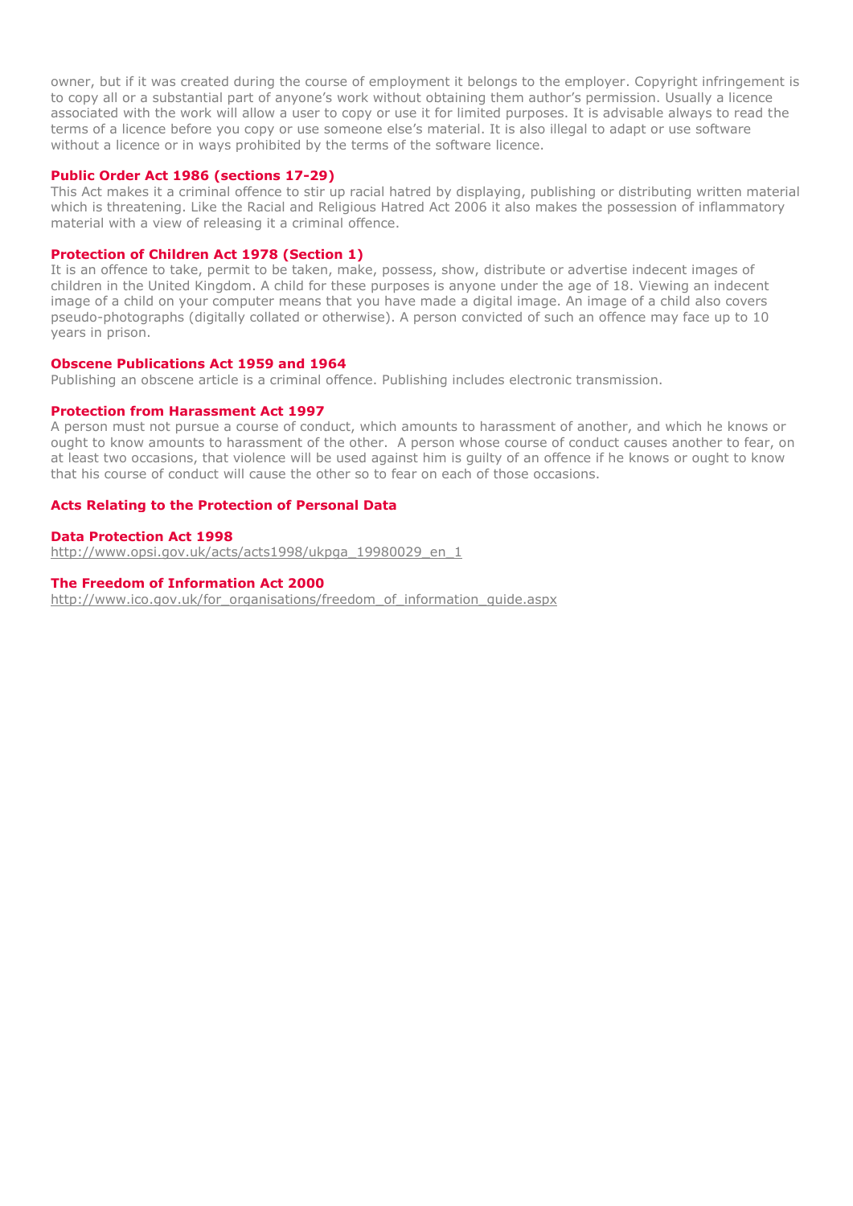owner, but if it was created during the course of employment it belongs to the employer. Copyright infringement is to copy all or a substantial part of anyone's work without obtaining them author's permission. Usually a licence associated with the work will allow a user to copy or use it for limited purposes. It is advisable always to read the terms of a licence before you copy or use someone else's material. It is also illegal to adapt or use software without a licence or in ways prohibited by the terms of the software licence.

### Public Order Act 1986 (sections 17-29)

This Act makes it a criminal offence to stir up racial hatred by displaying, publishing or distributing written material which is threatening. Like the Racial and Religious Hatred Act 2006 it also makes the possession of inflammatory material with a view of releasing it a criminal offence.

### Protection of Children Act 1978 (Section 1)

It is an offence to take, permit to be taken, make, possess, show, distribute or advertise indecent images of children in the United Kingdom. A child for these purposes is anyone under the age of 18. Viewing an indecent image of a child on your computer means that you have made a digital image. An image of a child also covers pseudo-photographs (digitally collated or otherwise). A person convicted of such an offence may face up to 10 years in prison.

### Obscene Publications Act 1959 and 1964

Publishing an obscene article is a criminal offence. Publishing includes electronic transmission.

### Protection from Harassment Act 1997

A person must not pursue a course of conduct, which amounts to harassment of another, and which he knows or ought to know amounts to harassment of the other. A person whose course of conduct causes another to fear, on at least two occasions, that violence will be used against him is guilty of an offence if he knows or ought to know that his course of conduct will cause the other so to fear on each of those occasions.

### Acts Relating to the Protection of Personal Data

### Data Protection Act 1998

http://www.opsi.gov.uk/acts/acts1998/ukpga_19980029_en_1

### The Freedom of Information Act 2000

http://www.ico.gov.uk/for_organisations/freedom_of_information_guide.aspx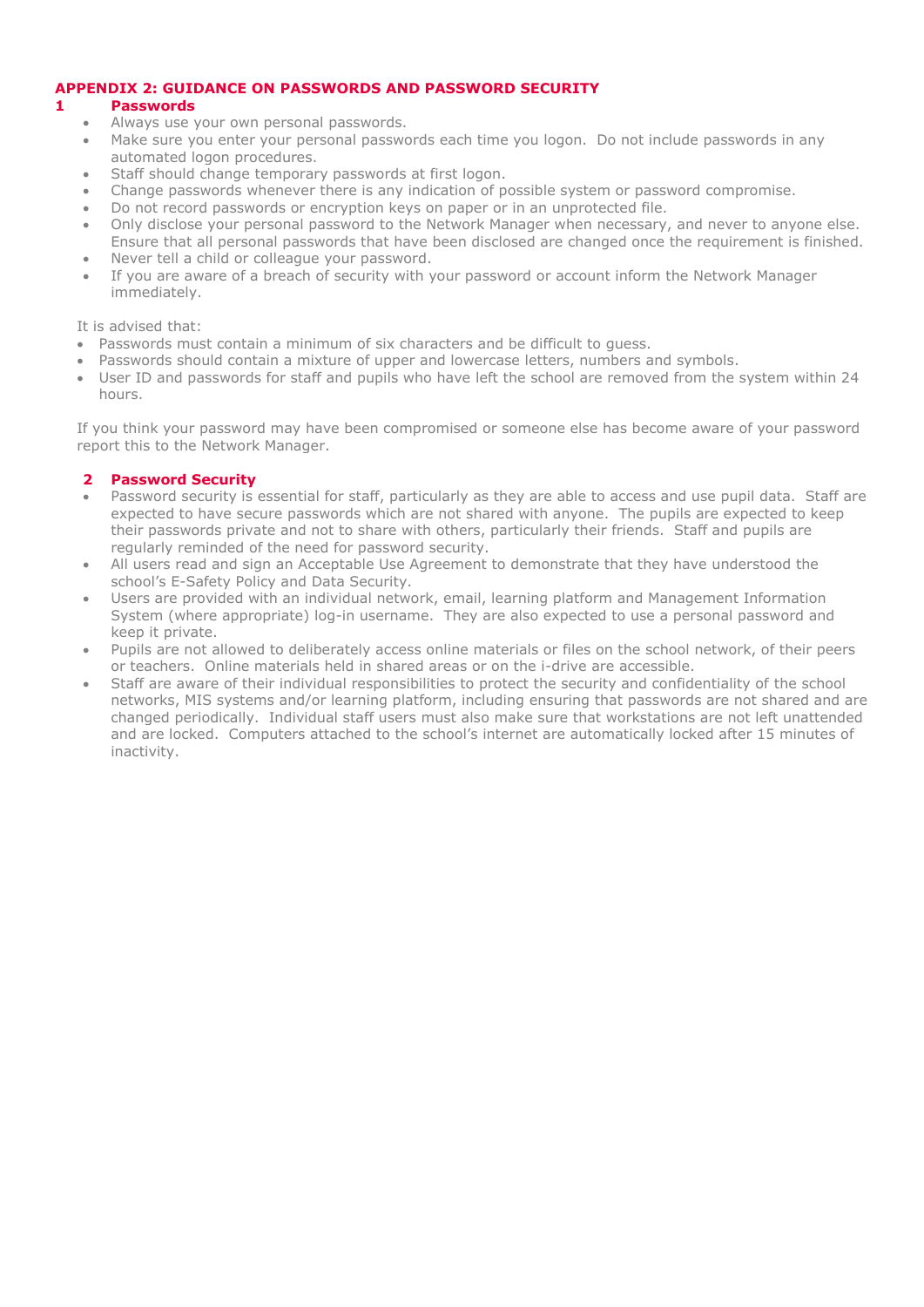# APPENDIX 2: GUIDANCE ON PASSWORDS AND PASSWORD SECURITY

## 1 Passwords

- Always use your own personal passwords.
- Make sure you enter your personal passwords each time you logon. Do not include passwords in any automated logon procedures.
- Staff should change temporary passwords at first logon.
- Change passwords whenever there is any indication of possible system or password compromise.
- Do not record passwords or encryption keys on paper or in an unprotected file.
- Only disclose your personal password to the Network Manager when necessary, and never to anyone else. Ensure that all personal passwords that have been disclosed are changed once the requirement is finished.
- Never tell a child or colleague your password.
- If you are aware of a breach of security with your password or account inform the Network Manager immediately.

It is advised that:

- Passwords must contain a minimum of six characters and be difficult to guess.
- Passwords should contain a mixture of upper and lowercase letters, numbers and symbols.
- User ID and passwords for staff and pupils who have left the school are removed from the system within 24 hours.

If you think your password may have been compromised or someone else has become aware of your password report this to the Network Manager.

## 2 Password Security

- Password security is essential for staff, particularly as they are able to access and use pupil data. Staff are expected to have secure passwords which are not shared with anyone. The pupils are expected to keep their passwords private and not to share with others, particularly their friends. Staff and pupils are regularly reminded of the need for password security.
- All users read and sign an Acceptable Use Agreement to demonstrate that they have understood the school's E-Safety Policy and Data Security.
- Users are provided with an individual network, email, learning platform and Management Information System (where appropriate) log-in username. They are also expected to use a personal password and keep it private.
- Pupils are not allowed to deliberately access online materials or files on the school network, of their peers or teachers. Online materials held in shared areas or on the i-drive are accessible.
- Staff are aware of their individual responsibilities to protect the security and confidentiality of the school networks, MIS systems and/or learning platform, including ensuring that passwords are not shared and are changed periodically. Individual staff users must also make sure that workstations are not left unattended and are locked. Computers attached to the school's internet are automatically locked after 15 minutes of inactivity.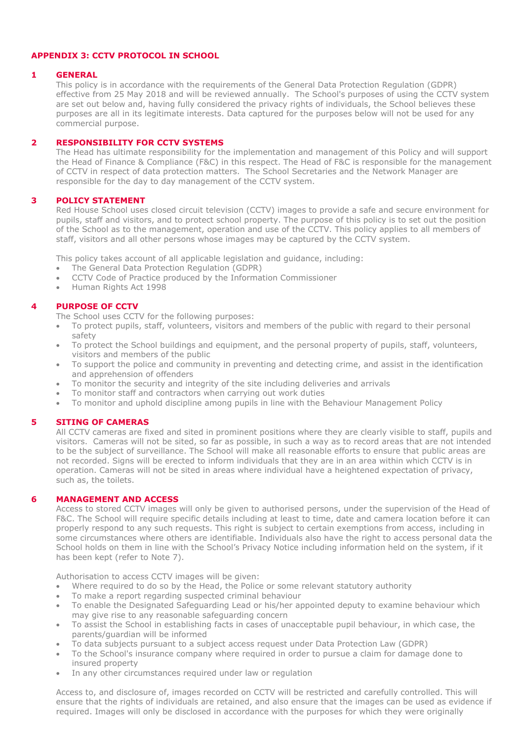# APPENDIX 3: CCTV PROTOCOL IN SCHOOL

## 1 GENERAL

This policy is in accordance with the requirements of the General Data Protection Regulation (GDPR) effective from 25 May 2018 and will be reviewed annually. The School's purposes of using the CCTV system are set out below and, having fully considered the privacy rights of individuals, the School believes these purposes are all in its legitimate interests. Data captured for the purposes below will not be used for any commercial purpose.

## 2 RESPONSIBILITY FOR CCTV SYSTEMS

The Head has ultimate responsibility for the implementation and management of this Policy and will support the Head of Finance & Compliance (F&C) in this respect. The Head of F&C is responsible for the management of CCTV in respect of data protection matters. The School Secretaries and the Network Manager are responsible for the day to day management of the CCTV system.

## 3 POLICY STATEMENT

Red House School uses closed circuit television (CCTV) images to provide a safe and secure environment for pupils, staff and visitors, and to protect school property. The purpose of this policy is to set out the position of the School as to the management, operation and use of the CCTV. This policy applies to all members of staff, visitors and all other persons whose images may be captured by the CCTV system.

This policy takes account of all applicable legislation and guidance, including:

- The General Data Protection Regulation (GDPR)
- CCTV Code of Practice produced by the Information Commissioner
- Human Rights Act 1998

## 4 PURPOSE OF CCTV

The School uses CCTV for the following purposes:

- To protect pupils, staff, volunteers, visitors and members of the public with regard to their personal safety
- To protect the School buildings and equipment, and the personal property of pupils, staff, volunteers, visitors and members of the public
- To support the police and community in preventing and detecting crime, and assist in the identification and apprehension of offenders
- To monitor the security and integrity of the site including deliveries and arrivals
- To monitor staff and contractors when carrying out work duties
- To monitor and uphold discipline among pupils in line with the Behaviour Management Policy

## 5 SITING OF CAMERAS

All CCTV cameras are fixed and sited in prominent positions where they are clearly visible to staff, pupils and visitors. Cameras will not be sited, so far as possible, in such a way as to record areas that are not intended to be the subject of surveillance. The School will make all reasonable efforts to ensure that public areas are not recorded. Signs will be erected to inform individuals that they are in an area within which CCTV is in operation. Cameras will not be sited in areas where individual have a heightened expectation of privacy, such as, the toilets.

## 6 MANAGEMENT AND ACCESS

Access to stored CCTV images will only be given to authorised persons, under the supervision of the Head of F&C. The School will require specific details including at least to time, date and camera location before it can properly respond to any such requests. This right is subject to certain exemptions from access, including in some circumstances where others are identifiable. Individuals also have the right to access personal data the School holds on them in line with the School's Privacy Notice including information held on the system, if it has been kept (refer to Note 7).

Authorisation to access CCTV images will be given:

- Where required to do so by the Head, the Police or some relevant statutory authority
- To make a report regarding suspected criminal behaviour
- To enable the Designated Safeguarding Lead or his/her appointed deputy to examine behaviour which may give rise to any reasonable safeguarding concern
- To assist the School in establishing facts in cases of unacceptable pupil behaviour, in which case, the parents/guardian will be informed
- To data subjects pursuant to a subject access request under Data Protection Law (GDPR)
- To the School's insurance company where required in order to pursue a claim for damage done to insured property
- In any other circumstances required under law or regulation

Access to, and disclosure of, images recorded on CCTV will be restricted and carefully controlled. This will ensure that the rights of individuals are retained, and also ensure that the images can be used as evidence if required. Images will only be disclosed in accordance with the purposes for which they were originally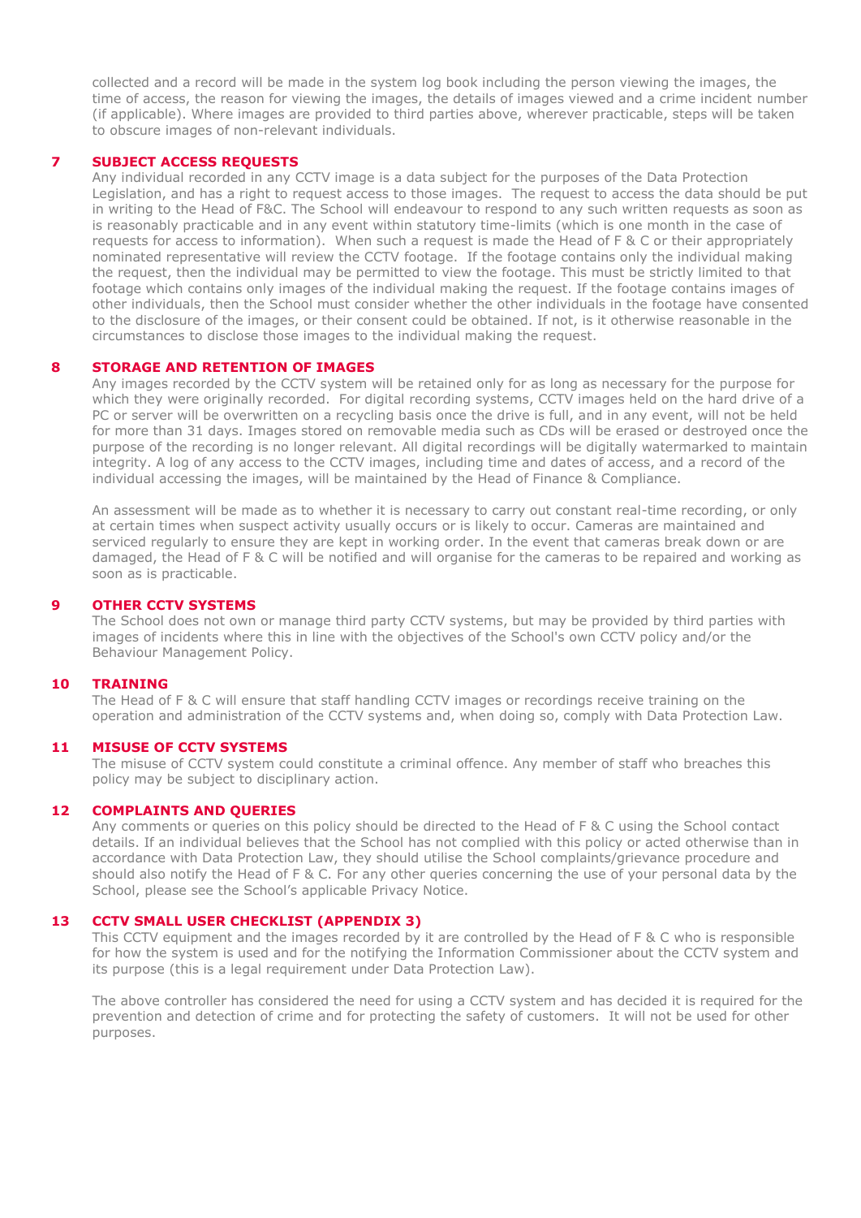collected and a record will be made in the system log book including the person viewing the images, the time of access, the reason for viewing the images, the details of images viewed and a crime incident number (if applicable). Where images are provided to third parties above, wherever practicable, steps will be taken to obscure images of non-relevant individuals.

## 7 SUBJECT ACCESS REQUESTS

Any individual recorded in any CCTV image is a data subject for the purposes of the Data Protection Legislation, and has a right to request access to those images. The request to access the data should be put in writing to the Head of F&C. The School will endeavour to respond to any such written requests as soon as is reasonably practicable and in any event within statutory time-limits (which is one month in the case of requests for access to information). When such a request is made the Head of F & C or their appropriately nominated representative will review the CCTV footage. If the footage contains only the individual making the request, then the individual may be permitted to view the footage. This must be strictly limited to that footage which contains only images of the individual making the request. If the footage contains images of other individuals, then the School must consider whether the other individuals in the footage have consented to the disclosure of the images, or their consent could be obtained. If not, is it otherwise reasonable in the circumstances to disclose those images to the individual making the request.

## 8 STORAGE AND RETENTION OF IMAGES

Any images recorded by the CCTV system will be retained only for as long as necessary for the purpose for which they were originally recorded. For digital recording systems, CCTV images held on the hard drive of a PC or server will be overwritten on a recycling basis once the drive is full, and in any event, will not be held for more than 31 days. Images stored on removable media such as CDs will be erased or destroyed once the purpose of the recording is no longer relevant. All digital recordings will be digitally watermarked to maintain integrity. A log of any access to the CCTV images, including time and dates of access, and a record of the individual accessing the images, will be maintained by the Head of Finance & Compliance.

An assessment will be made as to whether it is necessary to carry out constant real-time recording, or only at certain times when suspect activity usually occurs or is likely to occur. Cameras are maintained and serviced regularly to ensure they are kept in working order. In the event that cameras break down or are damaged, the Head of F & C will be notified and will organise for the cameras to be repaired and working as soon as is practicable.

## 9 OTHER CCTV SYSTEMS

The School does not own or manage third party CCTV systems, but may be provided by third parties with images of incidents where this in line with the objectives of the School's own CCTV policy and/or the Behaviour Management Policy.

## 10 TRAINING

The Head of F & C will ensure that staff handling CCTV images or recordings receive training on the operation and administration of the CCTV systems and, when doing so, comply with Data Protection Law.

## 11 MISUSE OF CCTV SYSTEMS

The misuse of CCTV system could constitute a criminal offence. Any member of staff who breaches this policy may be subject to disciplinary action.

## 12 COMPLAINTS AND QUERIES

Any comments or queries on this policy should be directed to the Head of F & C using the School contact details. If an individual believes that the School has not complied with this policy or acted otherwise than in accordance with Data Protection Law, they should utilise the School complaints/grievance procedure and should also notify the Head of F & C. For any other queries concerning the use of your personal data by the School, please see the School's applicable Privacy Notice.

## 13 CCTV SMALL USER CHECKLIST (APPENDIX 3)

This CCTV equipment and the images recorded by it are controlled by the Head of F & C who is responsible for how the system is used and for the notifying the Information Commissioner about the CCTV system and its purpose (this is a legal requirement under Data Protection Law).

The above controller has considered the need for using a CCTV system and has decided it is required for the prevention and detection of crime and for protecting the safety of customers. It will not be used for other purposes.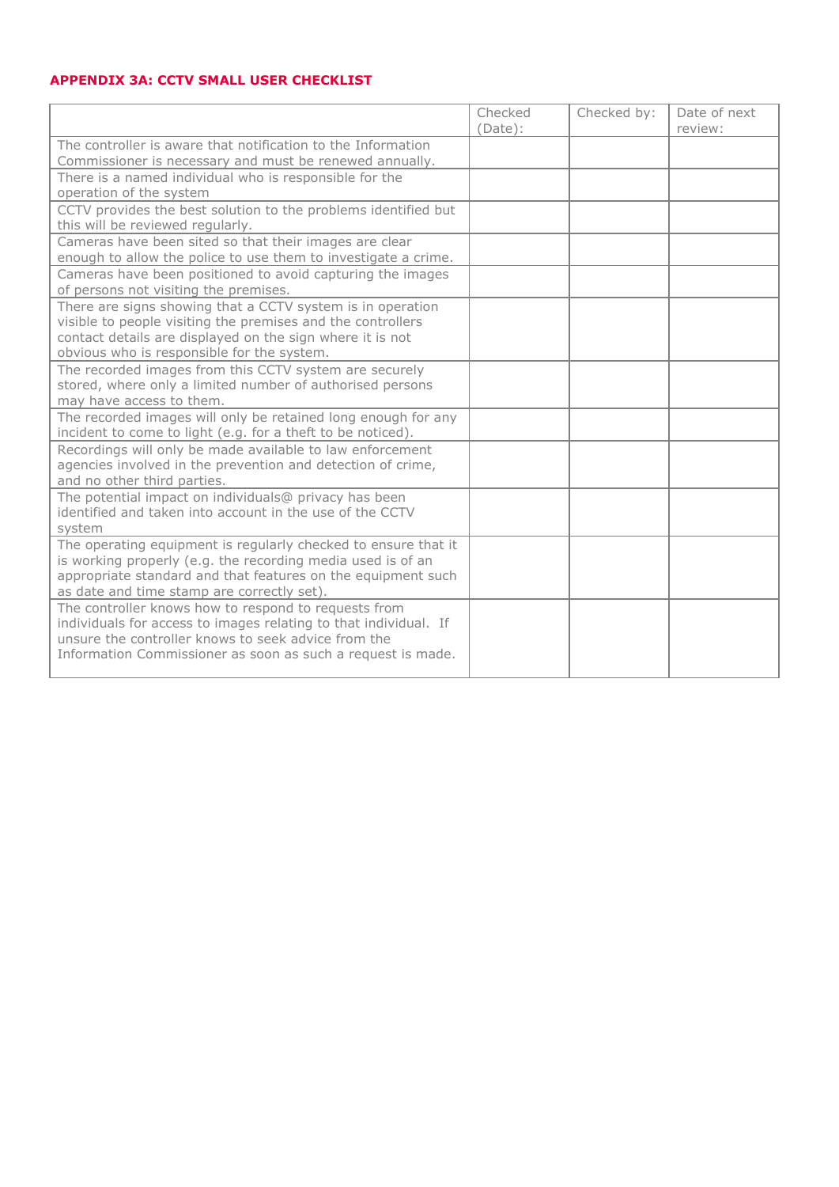## APPENDIX 3A: CCTV SMALL USER CHECKLIST

| | Checked (Date): | Checked by: | Date of next review: |
|---|---|---|---|
| The controller is aware that notification to the Information Commissioner is necessary and must be renewed annually. | | | |
| There is a named individual who is responsible for the operation of the system | | | |
| CCTV provides the best solution to the problems identified but this will be reviewed regularly. | | | |
| Cameras have been sited so that their images are clear enough to allow the police to use them to investigate a crime. | | | |
| Cameras have been positioned to avoid capturing the images of persons not visiting the premises. | | | |
| There are signs showing that a CCTV system is in operation visible to people visiting the premises and the controllers contact details are displayed on the sign where it is not obvious who is responsible for the system. | | | |
| The recorded images from this CCTV system are securely stored, where only a limited number of authorised persons may have access to them. | | | |
| The recorded images will only be retained long enough for any incident to come to light (e.g. for a theft to be noticed). | | | |
| Recordings will only be made available to law enforcement agencies involved in the prevention and detection of crime, and no other third parties. | | | |
| The potential impact on individuals@ privacy has been identified and taken into account in the use of the CCTV system | | | |
| The operating equipment is regularly checked to ensure that it is working properly (e.g. the recording media used is of an appropriate standard and that features on the equipment such as date and time stamp are correctly set). | | | |
| The controller knows how to respond to requests from individuals for access to images relating to that individual. If unsure the controller knows to seek advice from the Information Commissioner as soon as such a request is made. | | | |